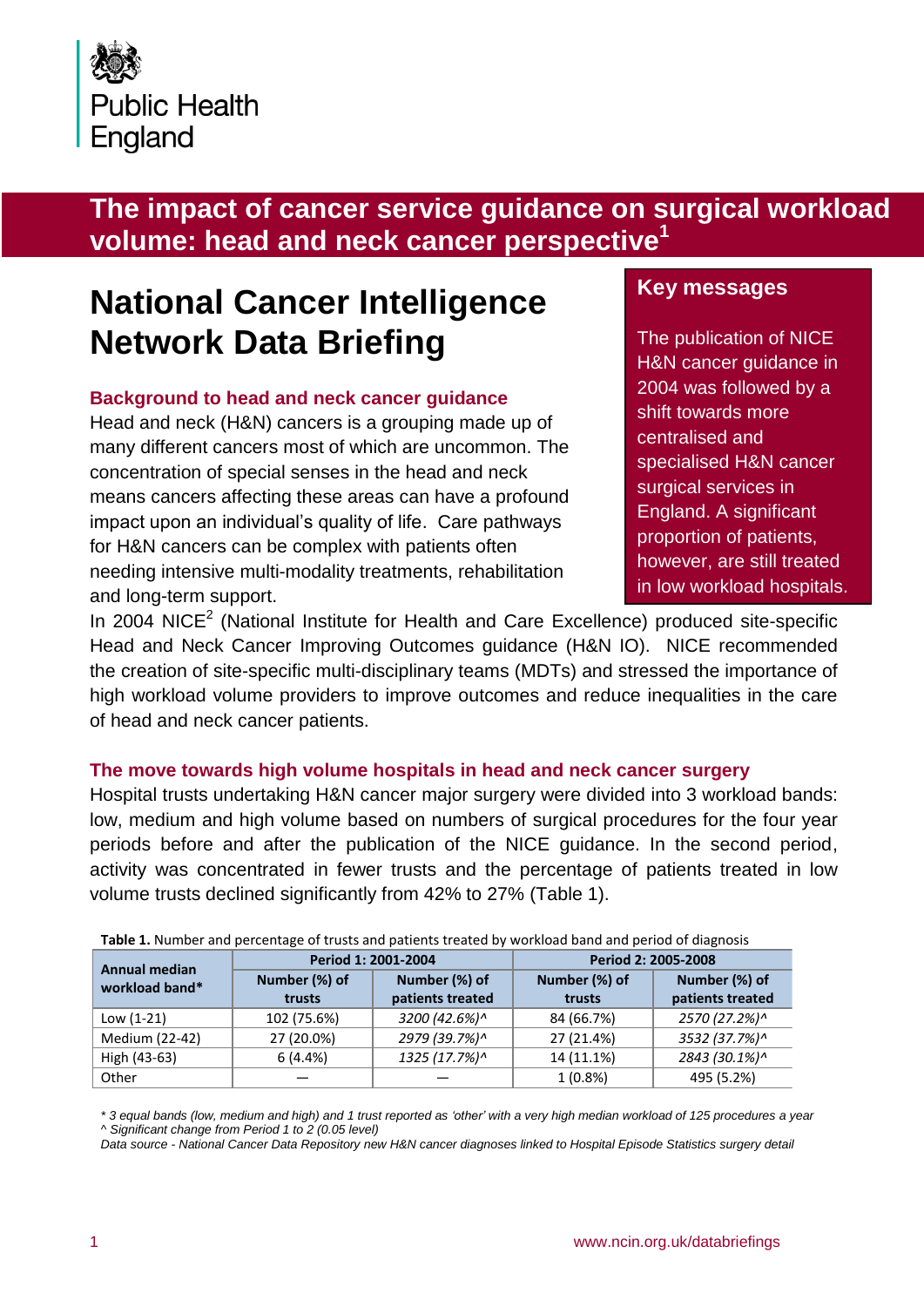Public Health England

# The impact of cancer service guidance on surgical workload volume: head and neck cancer perspective[1]

# National Cancer Intelligence Network Data Briefing

### Key messages

The publication of NICE H&N cancer guidance in 2004 was followed by a shift towards more centralised and specialised H&N cancer surgical services in England. A significant proportion of patients, however, are still treated in low workload hospitals.

## Background to head and neck cancer guidance

Head and neck (H&N) cancers is a grouping made up of many different cancers most of which are uncommon. The concentration of special senses in the head and neck means cancers affecting these areas can have a profound impact upon an individual's quality of life. Care pathways for H&N cancers can be complex with patients often needing intensive multi-modality treatments, rehabilitation and long-term support.

In 2004 NICE[2] (National Institute for Health and Care Excellence) produced site-specific Head and Neck Cancer Improving Outcomes guidance (H&N IO). NICE recommended the creation of site-specific multi-disciplinary teams (MDTs) and stressed the importance of high workload volume providers to improve outcomes and reduce inequalities in the care of head and neck cancer patients.

## The move towards high volume hospitals in head and neck cancer surgery

Hospital trusts undertaking H&N cancer major surgery were divided into 3 workload bands: low, medium and high volume based on numbers of surgical procedures for the four year periods before and after the publication of the NICE guidance. In the second period, activity was concentrated in fewer trusts and the percentage of patients treated in low volume trusts declined significantly from 42% to 27% (Table 1).

**Table 1.** Number and percentage of trusts and patients treated by workload band and period of diagnosis

| Annual median workload band* | Period 1: 2001-2004 | | Period 2: 2005-2008 | |
|---|---|---|---|---|
| | Number (%) of trusts | Number (%) of patients treated | Number (%) of trusts | Number (%) of patients treated |
| Low (1-21) | 102 (75.6%) | *3200 (42.6%)^* | 84 (66.7%) | *2570 (27.2%)^* |
| Medium (22-42) | 27 (20.0%) | *2979 (39.7%)^* | 27 (21.4%) | *3532 (37.7%)^* |
| High (43-63) | 6 (4.4%) | *1325 (17.7%)^* | 14 (11.1%) | *2843 (30.1%)^* |
| Other | — | — | 1 (0.8%) | 495 (5.2%) |

*\* 3 equal bands (low, medium and high) and 1 trust reported as 'other' with a very high median workload of 125 procedures a year*
*^ Significant change from Period 1 to 2 (0.05 level)*
*Data source - National Cancer Data Repository new H&N cancer diagnoses linked to Hospital Episode Statistics surgery detail*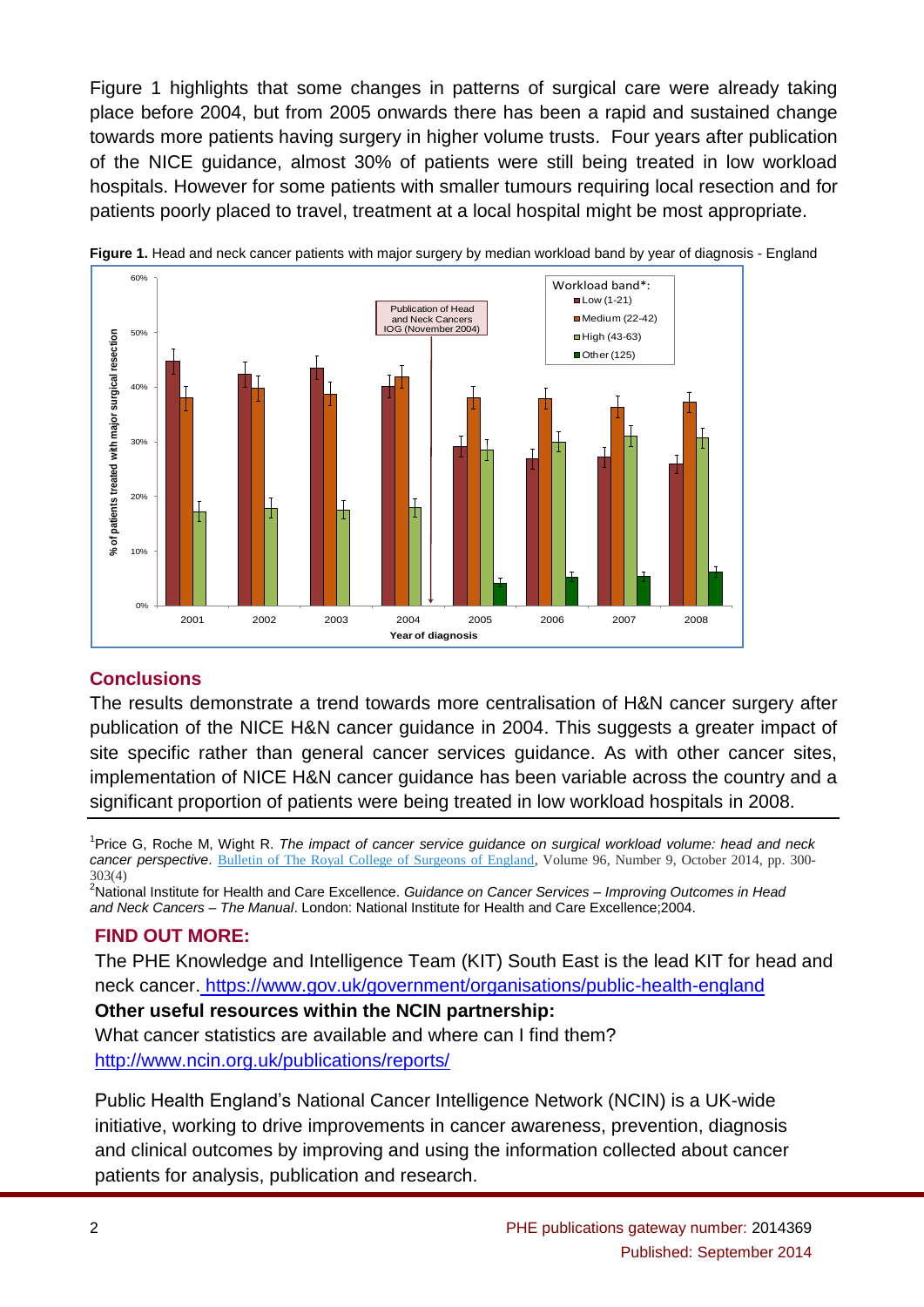Figure 1 highlights that some changes in patterns of surgical care were already taking place before 2004, but from 2005 onwards there has been a rapid and sustained change towards more patients having surgery in higher volume trusts. Four years after publication of the NICE guidance, almost 30% of patients were still being treated in low workload hospitals. However for some patients with smaller tumours requiring local resection and for patients poorly placed to travel, treatment at a local hospital might be most appropriate.

**Figure 1.** Head and neck cancer patients with major surgery by median workload band by year of diagnosis - England

Workload band*:
Low (1-21)
Medium (22-42)
High (43-63)
Other (125)

Publication of Head and Neck Cancers IOG (November 2004)

% of patients treated with major surgical resection

0%
10%
20%
30%
40%
50%
60%

2001
2002
2003
2004
2005
2006
2007
2008

Year of diagnosis

## Conclusions

The results demonstrate a trend towards more centralisation of H&N cancer surgery after publication of the NICE H&N cancer guidance in 2004. This suggests a greater impact of site specific rather than general cancer services guidance. As with other cancer sites, implementation of NICE H&N cancer guidance has been variable across the country and a significant proportion of patients were being treated in low workload hospitals in 2008.

---

[1]Price G, Roche M, Wight R. *The impact of cancer service guidance on surgical workload volume: head and neck cancer perspective*. Bulletin of The Royal College of Surgeons of England, Volume 96, Number 9, October 2014, pp. 300-303(4)

[2]National Institute for Health and Care Excellence. *Guidance on Cancer Services – Improving Outcomes in Head and Neck Cancers – The Manual*. London: National Institute for Health and Care Excellence;2004.

## FIND OUT MORE:

The PHE Knowledge and Intelligence Team (KIT) South East is the lead KIT for head and neck cancer. https://www.gov.uk/government/organisations/public-health-england

**Other useful resources within the NCIN partnership:**

What cancer statistics are available and where can I find them?
http://www.ncin.org.uk/publications/reports/

Public Health England's National Cancer Intelligence Network (NCIN) is a UK-wide initiative, working to drive improvements in cancer awareness, prevention, diagnosis and clinical outcomes by improving and using the information collected about cancer patients for analysis, publication and research.

PHE publications gateway number: 2014369
Published: September 2014